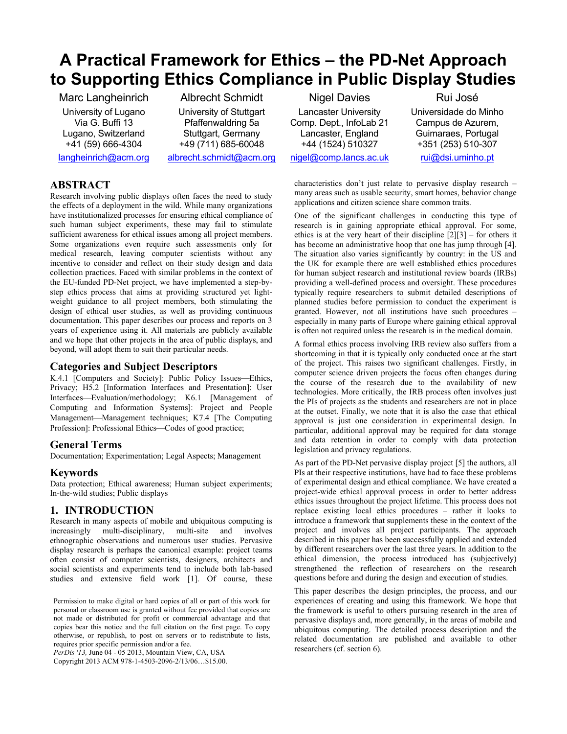# A Practical Framework for Ethics – the PD-Net Approach to Supporting Ethics Compliance in Public Display Studies

Marc Langheinrich
University of Lugano
Via G. Buffi 13
Lugano, Switzerland
+41 (59) 666-4304
langheinrich@acm.org

Albrecht Schmidt
University of Stuttgart
Pfaffenwaldring 5a
Stuttgart, Germany
+49 (711) 685-60048
albrecht.schmidt@acm.org

Nigel Davies
Lancaster University
Comp. Dept., InfoLab 21
Lancaster, England
+44 (1524) 510327
nigel@comp.lancs.ac.uk

Rui José
Universidade do Minho
Campus de Azurem,
Guimaraes, Portugal
+351 (253) 510-307
rui@dsi.uminho.pt

## ABSTRACT

Research involving public displays often faces the need to study the effects of a deployment in the wild. While many organizations have institutionalized processes for ensuring ethical compliance of such human subject experiments, these may fail to stimulate sufficient awareness for ethical issues among all project members. Some organizations even require such assessments only for medical research, leaving computer scientists without any incentive to consider and reflect on their study design and data collection practices. Faced with similar problems in the context of the EU-funded PD-Net project, we have implemented a step-by-step ethics process that aims at providing structured yet light-weight guidance to all project members, both stimulating the design of ethical user studies, as well as providing continuous documentation. This paper describes our process and reports on 3 years of experience using it. All materials are publicly available and we hope that other projects in the area of public displays, and beyond, will adopt them to suit their particular needs.

### Categories and Subject Descriptors

K.4.1 [Computers and Society]: Public Policy Issues—Ethics, Privacy; H5.2 [Information Interfaces and Presentation]: User Interfaces—Evaluation/methodology; K6.1 [Management of Computing and Information Systems]: Project and People Management—Management techniques; K7.4 [The Computing Profession]: Professional Ethics—Codes of good practice;

### General Terms

Documentation; Experimentation; Legal Aspects; Management

### Keywords

Data protection; Ethical awareness; Human subject experiments; In-the-wild studies; Public displays

## 1. INTRODUCTION

Research in many aspects of mobile and ubiquitous computing is increasingly multi-disciplinary, multi-site and involves ethnographic observations and numerous user studies. Pervasive display research is perhaps the canonical example: project teams often consist of computer scientists, designers, architects and social scientists and experiments tend to include both lab-based studies and extensive field work [1]. Of course, these characteristics don't just relate to pervasive display research – many areas such as usable security, smart homes, behavior change applications and citizen science share common traits.

One of the significant challenges in conducting this type of research is in gaining appropriate ethical approval. For some, ethics is at the very heart of their discipline [2][3] – for others it has become an administrative hoop that one has jump through [4]. The situation also varies significantly by country: in the US and the UK for example there are well established ethics procedures for human subject research and institutional review boards (IRBs) providing a well-defined process and oversight. These procedures typically require researchers to submit detailed descriptions of planned studies before permission to conduct the experiment is granted. However, not all institutions have such procedures – especially in many parts of Europe where gaining ethical approval is often not required unless the research is in the medical domain.

A formal ethics process involving IRB review also suffers from a shortcoming in that it is typically only conducted once at the start of the project. This raises two significant challenges. Firstly, in computer science driven projects the focus often changes during the course of the research due to the availability of new technologies. More critically, the IRB process often involves just the PIs of projects as the students and researchers are not in place at the outset. Finally, we note that it is also the case that ethical approval is just one consideration in experimental design. In particular, additional approval may be required for data storage and data retention in order to comply with data protection legislation and privacy regulations.

As part of the PD-Net pervasive display project [5] the authors, all PIs at their respective institutions, have had to face these problems of experimental design and ethical compliance. We have created a project-wide ethical approval process in order to better address ethics issues throughout the project lifetime. This process does not replace existing local ethics procedures – rather it looks to introduce a framework that supplements these in the context of the project and involves all project participants. The approach described in this paper has been successfully applied and extended by different researchers over the last three years. In addition to the ethical dimension, the process introduced has (subjectively) strengthened the reflection of researchers on the research questions before and during the design and execution of studies.

This paper describes the design principles, the process, and our experiences of creating and using this framework. We hope that the framework is useful to others pursuing research in the area of pervasive displays and, more generally, in the areas of mobile and ubiquitous computing. The detailed process description and the related documentation are published and available to other researchers (cf. section 6).

Permission to make digital or hard copies of all or part of this work for personal or classroom use is granted without fee provided that copies are not made or distributed for profit or commercial advantage and that copies bear this notice and the full citation on the first page. To copy otherwise, or republish, to post on servers or to redistribute to lists, requires prior specific permission and/or a fee.
*PerDis '13,* June 04 - 05 2013, Mountain View, CA, USA
Copyright 2013 ACM 978-1-4503-2096-2/13/06…$15.00.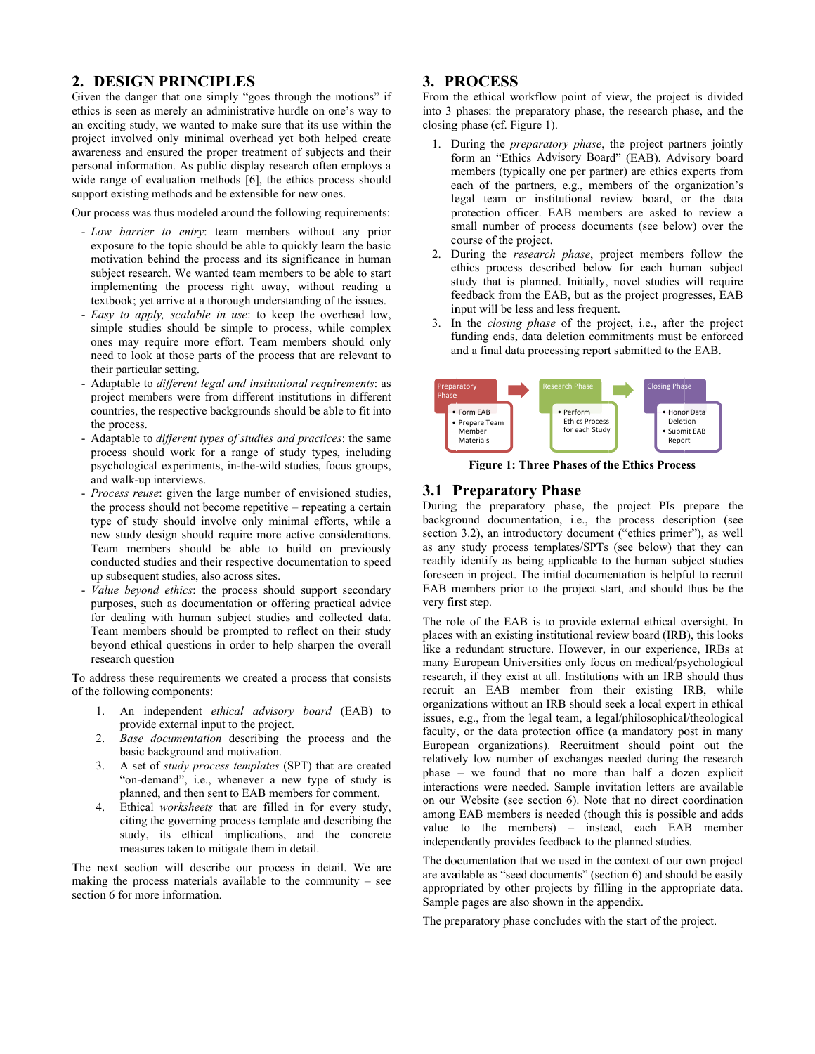## 2. DESIGN PRINCIPLES

Given the danger that one simply "goes through the motions" if ethics is seen as merely an administrative hurdle on one's way to an exciting study, we wanted to make sure that its use within the project involved only minimal overhead yet both helped create awareness and ensured the proper treatment of subjects and their personal information. As public display research often employs a wide range of evaluation methods [6], the ethics process should support existing methods and be extensible for new ones.

Our process was thus modeled around the following requirements:

- *Low barrier to entry*: team members without any prior exposure to the topic should be able to quickly learn the basic motivation behind the process and its significance in human subject research. We wanted team members to be able to start implementing the process right away, without reading a textbook; yet arrive at a thorough understanding of the issues.
- *Easy to apply, scalable in use*: to keep the overhead low, simple studies should be simple to process, while complex ones may require more effort. Team members should only need to look at those parts of the process that are relevant to their particular setting.
- Adaptable to *different legal and institutional requirements*: as project members were from different institutions in different countries, the respective backgrounds should be able to fit into the process.
- Adaptable to *different types of studies and practices*: the same process should work for a range of study types, including psychological experiments, in-the-wild studies, focus groups, and walk-up interviews.
- *Process reuse*: given the large number of envisioned studies, the process should not become repetitive – repeating a certain type of study should involve only minimal efforts, while a new study design should require more active considerations. Team members should be able to build on previously conducted studies and their respective documentation to speed up subsequent studies, also across sites.
- *Value beyond ethics*: the process should support secondary purposes, such as documentation or offering practical advice for dealing with human subject studies and collected data. Team members should be prompted to reflect on their study beyond ethical questions in order to help sharpen the overall research question

To address these requirements we created a process that consists of the following components:

1. An independent *ethical advisory board* (EAB) to provide external input to the project.
2. *Base documentation* describing the process and the basic background and motivation.
3. A set of *study process templates* (SPT) that are created "on-demand", i.e., whenever a new type of study is planned, and then sent to EAB members for comment.
4. Ethical *worksheets* that are filled in for every study, citing the governing process template and describing the study, its ethical implications, and the concrete measures taken to mitigate them in detail.

The next section will describe our process in detail. We are making the process materials available to the community – see section 6 for more information.

## 3. PROCESS

From the ethical workflow point of view, the project is divided into 3 phases: the preparatory phase, the research phase, and the closing phase (cf. Figure 1).

1. During the *preparatory phase*, the project partners jointly form an "Ethics Advisory Board" (EAB). Advisory board members (typically one per partner) are ethics experts from each of the partners, e.g., members of the organization's legal team or institutional review board, or the data protection officer. EAB members are asked to review a small number of process documents (see below) over the course of the project.
2. During the *research phase*, project members follow the ethics process described below for each human subject study that is planned. Initially, novel studies will require feedback from the EAB, but as the project progresses, EAB input will be less and less frequent.
3. In the *closing phase* of the project, i.e., after the project funding ends, data deletion commitments must be enforced and a final data processing report submitted to the EAB.

| Preparatory Phase | Research Phase | Closing Phase |
|---|---|---|
| • Form EAB<br>• Prepare Team Member Materials | • Perform Ethics Process for each Study | • Honor Data Deletion<br>• Submit EAB Report |

**Figure 1: Three Phases of the Ethics Process**

### 3.1 Preparatory Phase

During the preparatory phase, the project PIs prepare the background documentation, i.e., the process description (see section 3.2), an introductory document ("ethics primer"), as well as any study process templates/SPTs (see below) that they can readily identify as being applicable to the human subject studies foreseen in project. The initial documentation is helpful to recruit EAB members prior to the project start, and should thus be the very first step.

The role of the EAB is to provide external ethical oversight. In places with an existing institutional review board (IRB), this looks like a redundant structure. However, in our experience, IRBs at many European Universities only focus on medical/psychological research, if they exist at all. Institutions with an IRB should thus recruit an EAB member from their existing IRB, while organizations without an IRB should seek a local expert in ethical issues, e.g., from the legal team, a legal/philosophical/theological faculty, or the data protection office (a mandatory post in many European organizations). Recruitment should point out the relatively low number of exchanges needed during the research phase – we found that no more than half a dozen explicit interactions were needed. Sample invitation letters are available on our Website (see section 6). Note that no direct coordination among EAB members is needed (though this is possible and adds value to the members) – instead, each EAB member independently provides feedback to the planned studies.

The documentation that we used in the context of our own project are available as "seed documents" (section 6) and should be easily appropriated by other projects by filling in the appropriate data. Sample pages are also shown in the appendix.

The preparatory phase concludes with the start of the project.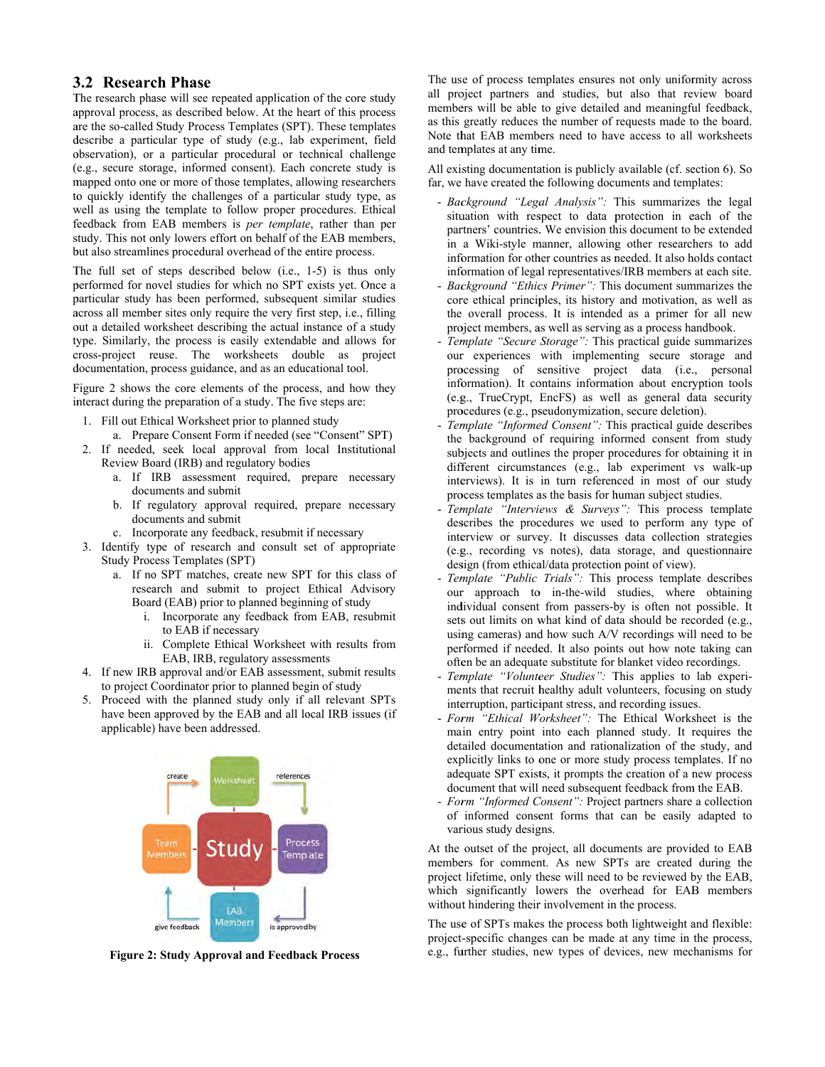## 3.2 Research Phase

The research phase will see repeated application of the core study approval process, as described below. At the heart of this process are the so-called Study Process Templates (SPT). These templates describe a particular type of study (e.g., lab experiment, field observation), or a particular procedural or technical challenge (e.g., secure storage, informed consent). Each concrete study is mapped onto one or more of those templates, allowing researchers to quickly identify the challenges of a particular study type, as well as using the template to follow proper procedures. Ethical feedback from EAB members is *per template*, rather than per study. This not only lowers effort on behalf of the EAB members, but also streamlines procedural overhead of the entire process.

The full set of steps described below (i.e., 1-5) is thus only performed for novel studies for which no SPT exists yet. Once a particular study has been performed, subsequent similar studies across all member sites only require the very first step, i.e., filling out a detailed worksheet describing the actual instance of a study type. Similarly, the process is easily extendable and allows for cross-project reuse. The worksheets double as project documentation, process guidance, and as an educational tool.

Figure 2 shows the core elements of the process, and how they interact during the preparation of a study. The five steps are:

1. Fill out Ethical Worksheet prior to planned study
   a. Prepare Consent Form if needed (see "Consent" SPT)
2. If needed, seek local approval from local Institutional Review Board (IRB) and regulatory bodies
   a. If IRB assessment required, prepare necessary documents and submit
   b. If regulatory approval required, prepare necessary documents and submit
   c. Incorporate any feedback, resubmit if necessary
3. Identify type of research and consult set of appropriate Study Process Templates (SPT)
   a. If no SPT matches, create new SPT for this class of research and submit to project Ethical Advisory Board (EAB) prior to planned beginning of study
      i. Incorporate any feedback from EAB, resubmit to EAB if necessary
      ii. Complete Ethical Worksheet with results from EAB, IRB, regulatory assessments
4. If new IRB approval and/or EAB assessment, submit results to project Coordinator prior to planned begin of study
5. Proceed with the planned study only if all relevant SPTs have been approved by the EAB and all local IRB issues (if applicable) have been addressed.

**Figure 2: Study Approval and Feedback Process**

The use of process templates ensures not only uniformity across all project partners and studies, but also that review board members will be able to give detailed and meaningful feedback, as this greatly reduces the number of requests made to the board. Note that EAB members need to have access to all worksheets and templates at any time.

All existing documentation is publicly available (cf. section 6). So far, we have created the following documents and templates:

- Background *"Legal Analysis":* This summarizes the legal situation with respect to data protection in each of the partners' countries. We envision this document to be extended in a Wiki-style manner, allowing other researchers to add information for other countries as needed. It also holds contact information of legal representatives/IRB members at each site.
- Background *"Ethics Primer":* This document summarizes the core ethical principles, its history and motivation, as well as the overall process. It is intended as a primer for all new project members, as well as serving as a process handbook.
- Template *"Secure Storage":* This practical guide summarizes our experiences with implementing secure storage and processing of sensitive project data (i.e., personal information). It contains information about encryption tools (e.g., TrueCrypt, EncFS) as well as general data security procedures (e.g., pseudonymization, secure deletion).
- Template *"Informed Consent":* This practical guide describes the background of requiring informed consent from study subjects and outlines the proper procedures for obtaining it in different circumstances (e.g., lab experiment vs walk-up interviews). It is in turn referenced in most of our study process templates as the basis for human subject studies.
- Template *"Interviews & Surveys":* This process template describes the procedures we used to perform any type of interview or survey. It discusses data collection strategies (e.g., recording vs notes), data storage, and questionnaire design (from ethical/data protection point of view).
- Template *"Public Trials":* This process template describes our approach to in-the-wild studies, where obtaining individual consent from passers-by is often not possible. It sets out limits on what kind of data should be recorded (e.g., using cameras) and how such A/V recordings will need to be performed if needed. It also points out how note taking can often be an adequate substitute for blanket video recordings.
- Template *"Volunteer Studies":* This applies to lab experiments that recruit healthy adult volunteers, focusing on study interruption, participant stress, and recording issues.
- Form *"Ethical Worksheet":* The Ethical Worksheet is the main entry point into each planned study. It requires the detailed documentation and rationalization of the study, and explicitly links to one or more study process templates. If no adequate SPT exists, it prompts the creation of a new process document that will need subsequent feedback from the EAB.
- Form *"Informed Consent":* Project partners share a collection of informed consent forms that can be easily adapted to various study designs.

At the outset of the project, all documents are provided to EAB members for comment. As new SPTs are created during the project lifetime, only these will need to be reviewed by the EAB, which significantly lowers the overhead for EAB members without hindering their involvement in the process.

The use of SPTs makes the process both lightweight and flexible: project-specific changes can be made at any time in the process, e.g., further studies, new types of devices, new mechanisms for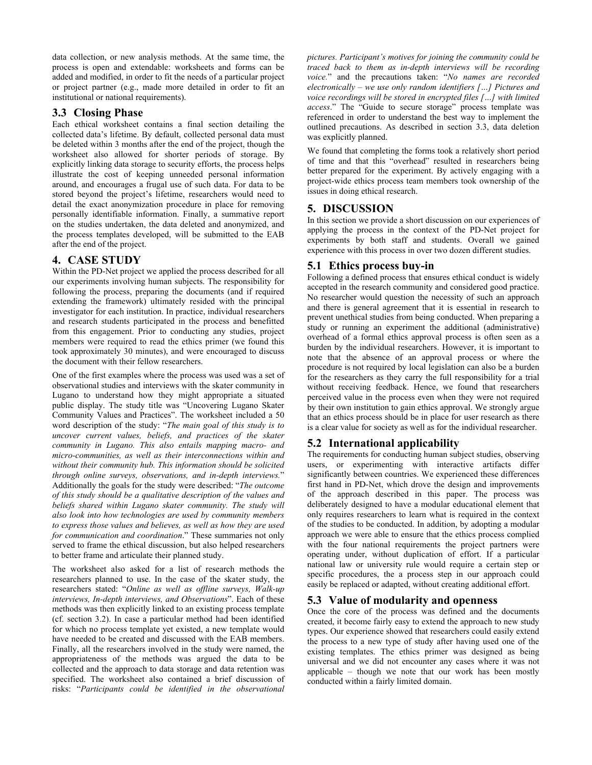data collection, or new analysis methods. At the same time, the process is open and extendable: worksheets and forms can be added and modified, in order to fit the needs of a particular project or project partner (e.g., made more detailed in order to fit an institutional or national requirements).

## 3.3 Closing Phase

Each ethical worksheet contains a final section detailing the collected data's lifetime. By default, collected personal data must be deleted within 3 months after the end of the project, though the worksheet also allowed for shorter periods of storage. By explicitly linking data storage to security efforts, the process helps illustrate the cost of keeping unneeded personal information around, and encourages a frugal use of such data. For data to be stored beyond the project's lifetime, researchers would need to detail the exact anonymization procedure in place for removing personally identifiable information. Finally, a summative report on the studies undertaken, the data deleted and anonymized, and the process templates developed, will be submitted to the EAB after the end of the project.

# 4. CASE STUDY

Within the PD-Net project we applied the process described for all our experiments involving human subjects. The responsibility for following the process, preparing the documents (and if required extending the framework) ultimately resided with the principal investigator for each institution. In practice, individual researchers and research students participated in the process and benefitted from this engagement. Prior to conducting any studies, project members were required to read the ethics primer (we found this took approximately 30 minutes), and were encouraged to discuss the document with their fellow researchers.

One of the first examples where the process was used was a set of observational studies and interviews with the skater community in Lugano to understand how they might appropriate a situated public display. The study title was "Uncovering Lugano Skater Community Values and Practices". The worksheet included a 50 word description of the study: "*The main goal of this study is to uncover current values, beliefs, and practices of the skater community in Lugano. This also entails mapping macro- and micro-communities, as well as their interconnections within and without their community hub. This information should be solicited through online surveys, observations, and in-depth interviews.*" Additionally the goals for the study were described: "*The outcome of this study should be a qualitative description of the values and beliefs shared within Lugano skater community. The study will also look into how technologies are used by community members to express those values and believes, as well as how they are used for communication and coordination*." These summaries not only served to frame the ethical discussion, but also helped researchers to better frame and articulate their planned study.

The worksheet also asked for a list of research methods the researchers planned to use. In the case of the skater study, the researchers stated: "*Online as well as offline surveys, Walk-up interviews, In-depth interviews, and Observations*". Each of these methods was then explicitly linked to an existing process template (cf. section 3.2). In case a particular method had been identified for which no process template yet existed, a new template would have needed to be created and discussed with the EAB members. Finally, all the researchers involved in the study were named, the appropriateness of the methods was argued the data to be collected and the approach to data storage and data retention was specified. The worksheet also contained a brief discussion of risks: "*Participants could be identified in the observational pictures. Participant's motives for joining the community could be traced back to them as in-depth interviews will be recording voice.*" and the precautions taken: "*No names are recorded electronically – we use only random identifiers […] Pictures and voice recordings will be stored in encrypted files […] with limited access*." The "Guide to secure storage" process template was referenced in order to understand the best way to implement the outlined precautions. As described in section 3.3, data deletion was explicitly planned.

We found that completing the forms took a relatively short period of time and that this "overhead" resulted in researchers being better prepared for the experiment. By actively engaging with a project-wide ethics process team members took ownership of the issues in doing ethical research.

# 5. DISCUSSION

In this section we provide a short discussion on our experiences of applying the process in the context of the PD-Net project for experiments by both staff and students. Overall we gained experience with this process in over two dozen different studies.

## 5.1 Ethics process buy-in

Following a defined process that ensures ethical conduct is widely accepted in the research community and considered good practice. No researcher would question the necessity of such an approach and there is general agreement that it is essential in research to prevent unethical studies from being conducted. When preparing a study or running an experiment the additional (administrative) overhead of a formal ethics approval process is often seen as a burden by the individual researchers. However, it is important to note that the absence of an approval process or where the procedure is not required by local legislation can also be a burden for the researchers as they carry the full responsibility for a trial without receiving feedback. Hence, we found that researchers perceived value in the process even when they were not required by their own institution to gain ethics approval. We strongly argue that an ethics process should be in place for user research as there is a clear value for society as well as for the individual researcher.

## 5.2 International applicability

The requirements for conducting human subject studies, observing users, or experimenting with interactive artifacts differ significantly between countries. We experienced these differences first hand in PD-Net, which drove the design and improvements of the approach described in this paper. The process was deliberately designed to have a modular educational element that only requires researchers to learn what is required in the context of the studies to be conducted. In addition, by adopting a modular approach we were able to ensure that the ethics process complied with the four national requirements the project partners were operating under, without duplication of effort. If a particular national law or university rule would require a certain step or specific procedures, the a process step in our approach could easily be replaced or adapted, without creating additional effort.

## 5.3 Value of modularity and openness

Once the core of the process was defined and the documents created, it become fairly easy to extend the approach to new study types. Our experience showed that researchers could easily extend the process to a new type of study after having used one of the existing templates. The ethics primer was designed as being universal and we did not encounter any cases where it was not applicable – though we note that our work has been mostly conducted within a fairly limited domain.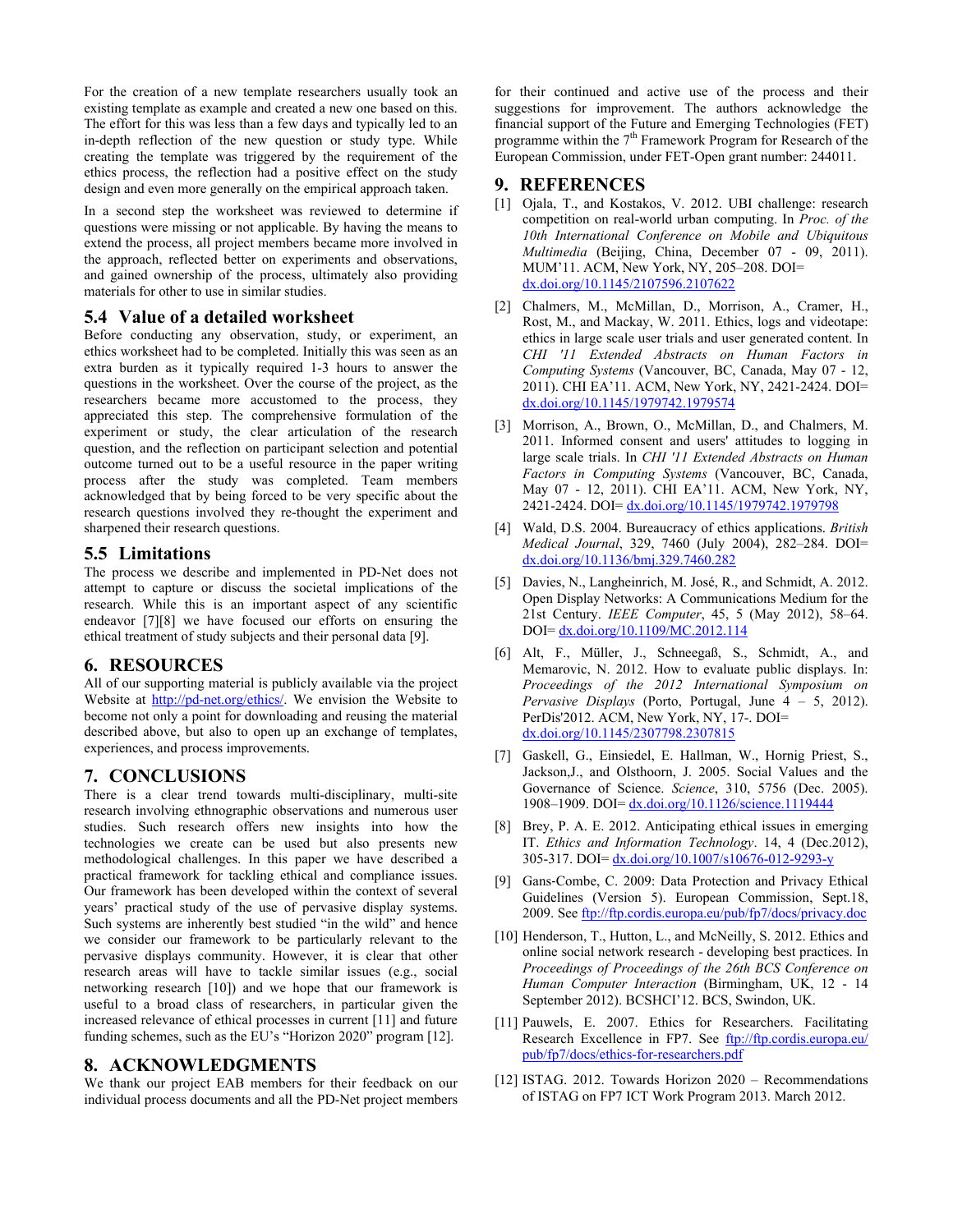For the creation of a new template researchers usually took an existing template as example and created a new one based on this. The effort for this was less than a few days and typically led to an in-depth reflection of the new question or study type. While creating the template was triggered by the requirement of the ethics process, the reflection had a positive effect on the study design and even more generally on the empirical approach taken.

In a second step the worksheet was reviewed to determine if questions were missing or not applicable. By having the means to extend the process, all project members became more involved in the approach, reflected better on experiments and observations, and gained ownership of the process, ultimately also providing materials for other to use in similar studies.

### 5.4 Value of a detailed worksheet

Before conducting any observation, study, or experiment, an ethics worksheet had to be completed. Initially this was seen as an extra burden as it typically required 1-3 hours to answer the questions in the worksheet. Over the course of the project, as the researchers became more accustomed to the process, they appreciated this step. The comprehensive formulation of the experiment or study, the clear articulation of the research question, and the reflection on participant selection and potential outcome turned out to be a useful resource in the paper writing process after the study was completed. Team members acknowledged that by being forced to be very specific about the research questions involved they re-thought the experiment and sharpened their research questions.

### 5.5 Limitations

The process we describe and implemented in PD-Net does not attempt to capture or discuss the societal implications of the research. While this is an important aspect of any scientific endeavor [7][8] we have focused our efforts on ensuring the ethical treatment of study subjects and their personal data [9].

## 6. RESOURCES

All of our supporting material is publicly available via the project Website at http://pd-net.org/ethics/. We envision the Website to become not only a point for downloading and reusing the material described above, but also to open up an exchange of templates, experiences, and process improvements.

## 7. CONCLUSIONS

There is a clear trend towards multi-disciplinary, multi-site research involving ethnographic observations and numerous user studies. Such research offers new insights into how the technologies we create can be used but also presents new methodological challenges. In this paper we have described a practical framework for tackling ethical and compliance issues. Our framework has been developed within the context of several years' practical study of the use of pervasive display systems. Such systems are inherently best studied "in the wild" and hence we consider our framework to be particularly relevant to the pervasive displays community. However, it is clear that other research areas will have to tackle similar issues (e.g., social networking research [10]) and we hope that our framework is useful to a broad class of researchers, in particular given the increased relevance of ethical processes in current [11] and future funding schemes, such as the EU's "Horizon 2020" program [12].

## 8. ACKNOWLEDGMENTS

We thank our project EAB members for their feedback on our individual process documents and all the PD-Net project members for their continued and active use of the process and their suggestions for improvement. The authors acknowledge the financial support of the Future and Emerging Technologies (FET) programme within the 7th Framework Program for Research of the European Commission, under FET-Open grant number: 244011.

## 9. REFERENCES

[1] Ojala, T., and Kostakos, V. 2012. UBI challenge: research competition on real-world urban computing. In *Proc. of the 10th International Conference on Mobile and Ubiquitous Multimedia* (Beijing, China, December 07 - 09, 2011). MUM'11. ACM, New York, NY, 205–208. DOI= dx.doi.org/10.1145/2107596.2107622

[2] Chalmers, M., McMillan, D., Morrison, A., Cramer, H., Rost, M., and Mackay, W. 2011. Ethics, logs and videotape: ethics in large scale user trials and user generated content. In *CHI '11 Extended Abstracts on Human Factors in Computing Systems* (Vancouver, BC, Canada, May 07 - 12, 2011). CHI EA'11. ACM, New York, NY, 2421-2424. DOI= dx.doi.org/10.1145/1979742.1979574

[3] Morrison, A., Brown, O., McMillan, D., and Chalmers, M. 2011. Informed consent and users' attitudes to logging in large scale trials. In *CHI '11 Extended Abstracts on Human Factors in Computing Systems* (Vancouver, BC, Canada, May 07 - 12, 2011). CHI EA'11. ACM, New York, NY, 2421-2424. DOI= dx.doi.org/10.1145/1979742.1979798

[4] Wald, D.S. 2004. Bureaucracy of ethics applications. *British Medical Journal*, 329, 7460 (July 2004), 282–284. DOI= dx.doi.org/10.1136/bmj.329.7460.282

[5] Davies, N., Langheinrich, M. José, R., and Schmidt, A. 2012. Open Display Networks: A Communications Medium for the 21st Century. *IEEE Computer*, 45, 5 (May 2012), 58–64. DOI= dx.doi.org/10.1109/MC.2012.114

[6] Alt, F., Müller, J., Schneegaß, S., Schmidt, A., and Memarovic, N. 2012. How to evaluate public displays. In: *Proceedings of the 2012 International Symposium on Pervasive Displays* (Porto, Portugal, June 4 – 5, 2012). PerDis'2012. ACM, New York, NY, 17-. DOI= dx.doi.org/10.1145/2307798.2307815

[7] Gaskell, G., Einsiedel, E. Hallman, W., Hornig Priest, S., Jackson,J., and Olsthoorn, J. 2005. Social Values and the Governance of Science. *Science*, 310, 5756 (Dec. 2005). 1908–1909. DOI= dx.doi.org/10.1126/science.1119444

[8] Brey, P. A. E. 2012. Anticipating ethical issues in emerging IT. *Ethics and Information Technology*. 14, 4 (Dec.2012), 305-317. DOI= dx.doi.org/10.1007/s10676-012-9293-y

[9] Gans-Combe, C. 2009: Data Protection and Privacy Ethical Guidelines (Version 5). European Commission, Sept.18, 2009. See ftp://ftp.cordis.europa.eu/pub/fp7/docs/privacy.doc

[10] Henderson, T., Hutton, L., and McNeilly, S. 2012. Ethics and online social network research - developing best practices. In *Proceedings of Proceedings of the 26th BCS Conference on Human Computer Interaction* (Birmingham, UK, 12 - 14 September 2012). BCSHCI'12. BCS, Swindon, UK.

[11] Pauwels, E. 2007. Ethics for Researchers. Facilitating Research Excellence in FP7. See ftp://ftp.cordis.europa.eu/pub/fp7/docs/ethics-for-researchers.pdf

[12] ISTAG. 2012. Towards Horizon 2020 – Recommendations of ISTAG on FP7 ICT Work Program 2013. March 2012.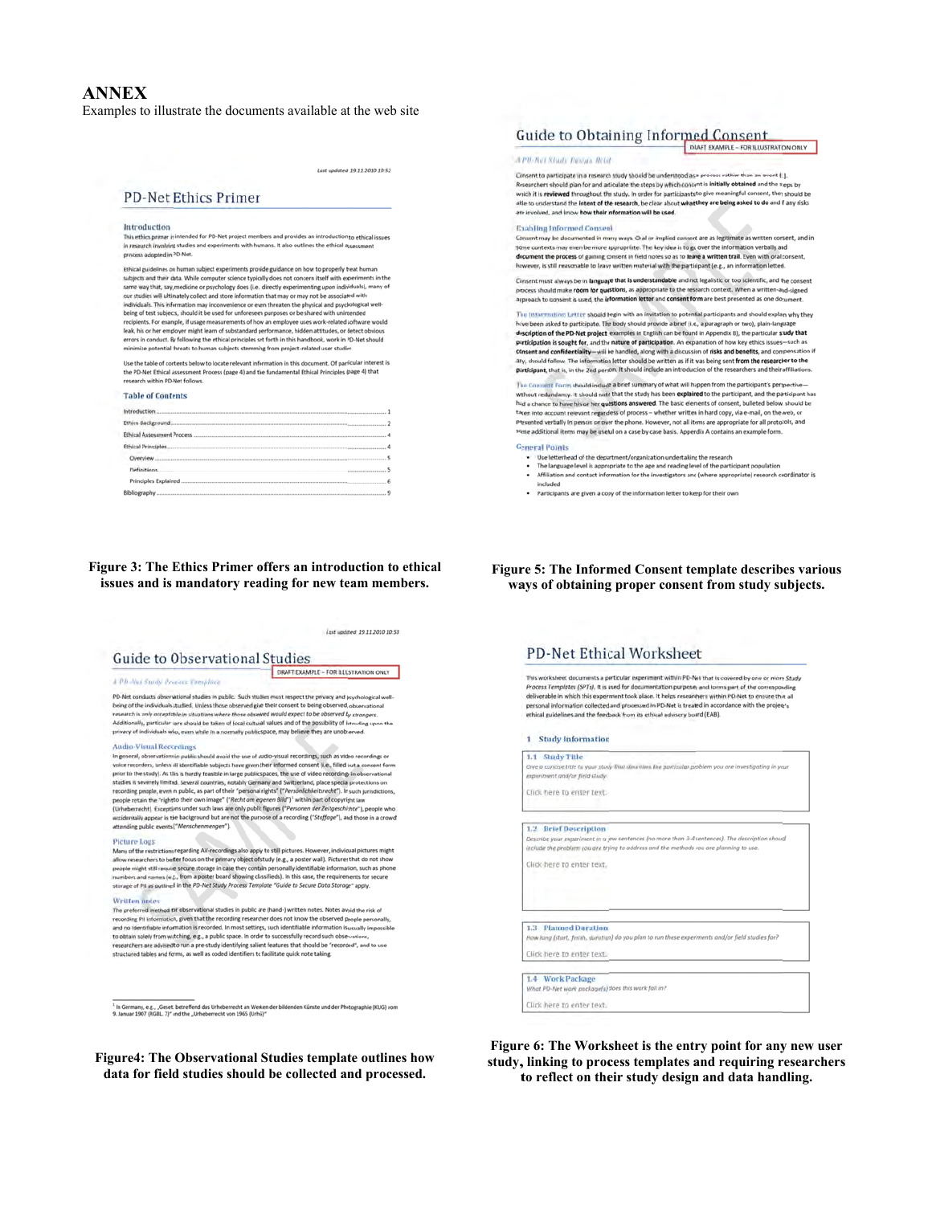## ANNEX

Examples to illustrate the documents available at the web site

**Figure 3: The Ethics Primer offers an introduction to ethical issues and is mandatory reading for new team members.**

**Figure4: The Observational Studies template outlines how data for field studies should be collected and processed.**

**Figure 5: The Informed Consent template describes various ways of obtaining proper consent from study subjects.**

**Figure 6: The Worksheet is the entry point for any new user study, linking to process templates and requiring researchers to reflect on their study design and data handling.**